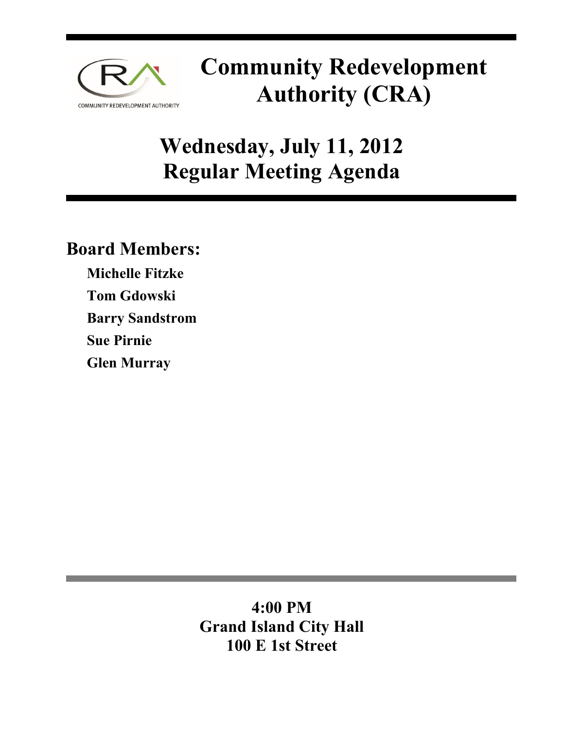# Community Redevelopment Authority (CRA)

## Wednesday, July 11, 2012
## Regular Meeting Agenda

### Board Members:

**Michelle Fitzke**

**Tom Gdowski**

**Barry Sandstrom**

**Sue Pirnie**

**Glen Murray**

**4:00 PM**
**Grand Island City Hall**
**100 E 1st Street**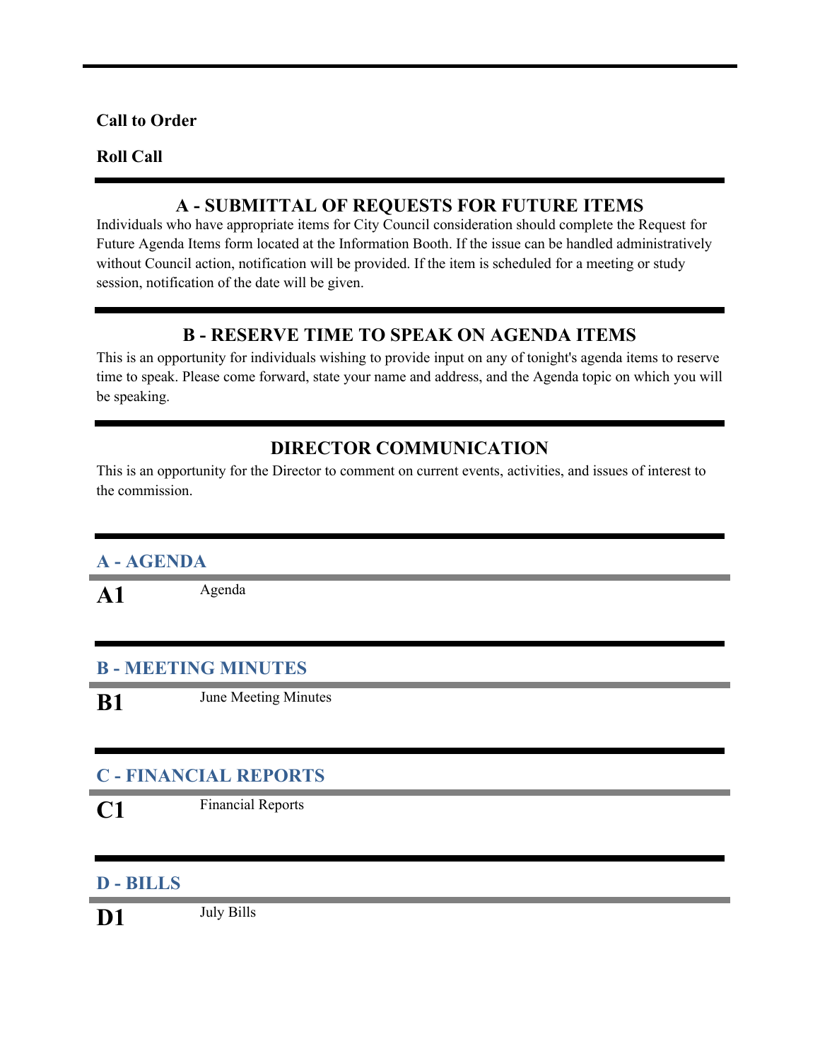**Call to Order**

**Roll Call**

## A - SUBMITTAL OF REQUESTS FOR FUTURE ITEMS

Individuals who have appropriate items for City Council consideration should complete the Request for Future Agenda Items form located at the Information Booth. If the issue can be handled administratively without Council action, notification will be provided. If the item is scheduled for a meeting or study session, notification of the date will be given.

## B - RESERVE TIME TO SPEAK ON AGENDA ITEMS

This is an opportunity for individuals wishing to provide input on any of tonight's agenda items to reserve time to speak. Please come forward, state your name and address, and the Agenda topic on which you will be speaking.

## DIRECTOR COMMUNICATION

This is an opportunity for the Director to comment on current events, activities, and issues of interest to the commission.

### A - AGENDA

**A1** Agenda

### B - MEETING MINUTES

**B1** June Meeting Minutes

### C - FINANCIAL REPORTS

**C1** Financial Reports

### D - BILLS

**D1** July Bills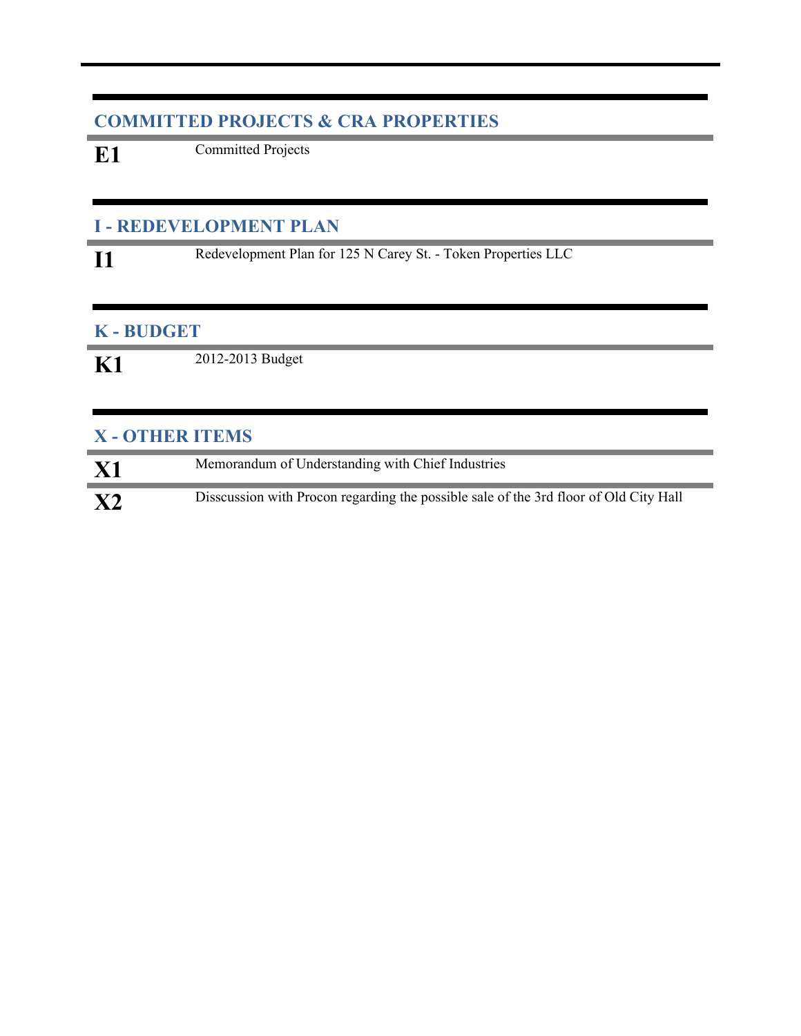## COMMITTED PROJECTS & CRA PROPERTIES

| | |
|---|---|
| **E1** | Committed Projects |

## I - REDEVELOPMENT PLAN

| | |
|---|---|
| **I1** | Redevelopment Plan for 125 N Carey St. - Token Properties LLC |

## K - BUDGET

| | |
|---|---|
| **K1** | 2012-2013 Budget |

## X - OTHER ITEMS

| | |
|---|---|
| **X1** | Memorandum of Understanding with Chief Industries |
| **X2** | Disscussion with Procon regarding the possible sale of the 3rd floor of Old City Hall |